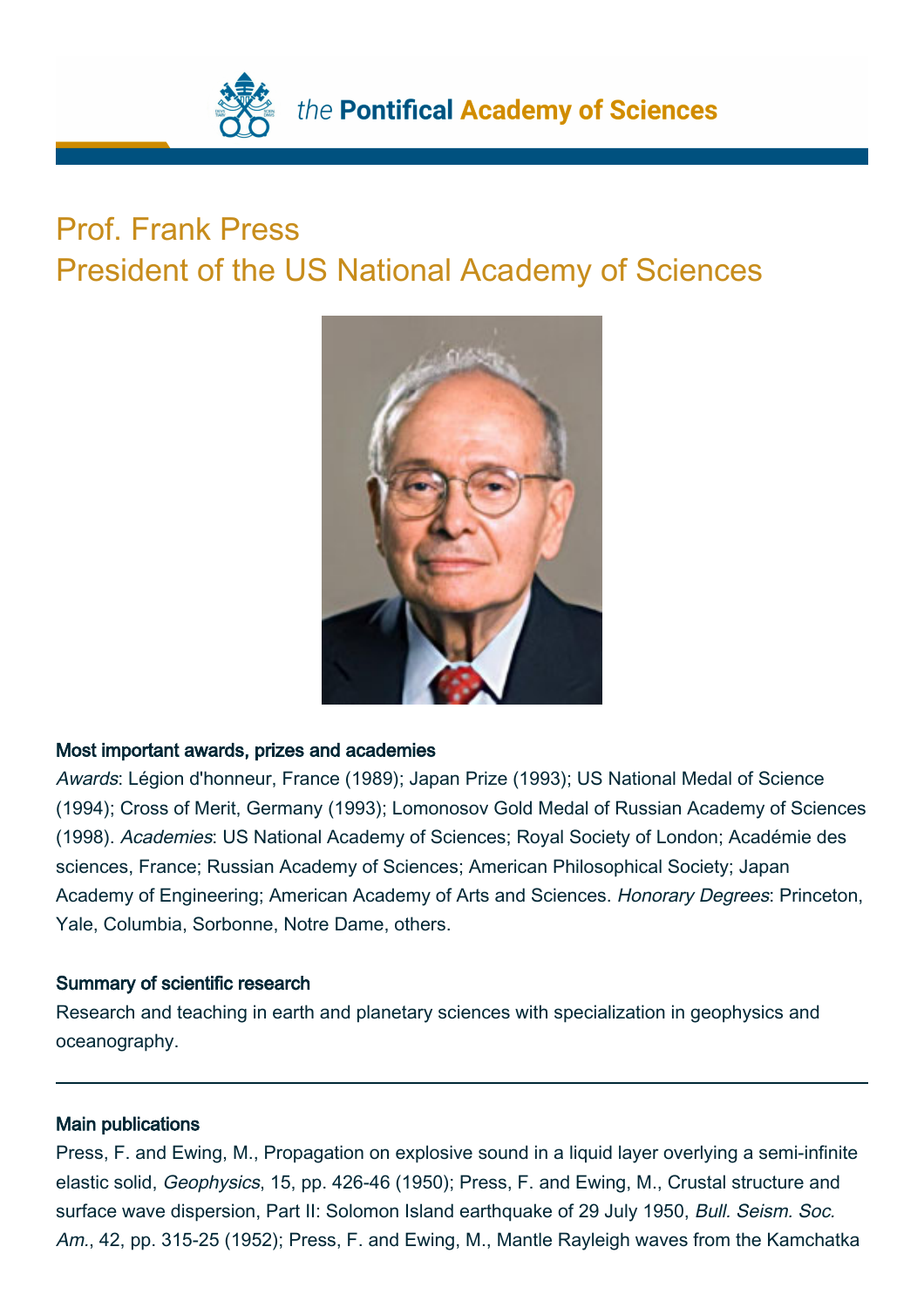# Prof. Frank Press
# President of the US National Academy of Sciences

#### Most important awards, prizes and academies

*Awards*: Légion d'honneur, France (1989); Japan Prize (1993); US National Medal of Science (1994); Cross of Merit, Germany (1993); Lomonosov Gold Medal of Russian Academy of Sciences (1998). *Academies*: US National Academy of Sciences; Royal Society of London; Académie des sciences, France; Russian Academy of Sciences; American Philosophical Society; Japan Academy of Engineering; American Academy of Arts and Sciences. *Honorary Degrees*: Princeton, Yale, Columbia, Sorbonne, Notre Dame, others.

#### Summary of scientific research

Research and teaching in earth and planetary sciences with specialization in geophysics and oceanography.

---

#### Main publications

Press, F. and Ewing, M., Propagation on explosive sound in a liquid layer overlying a semi-infinite elastic solid, *Geophysics*, 15, pp. 426-46 (1950); Press, F. and Ewing, M., Crustal structure and surface wave dispersion, Part II: Solomon Island earthquake of 29 July 1950, *Bull. Seism. Soc. Am.*, 42, pp. 315-25 (1952); Press, F. and Ewing, M., Mantle Rayleigh waves from the Kamchatka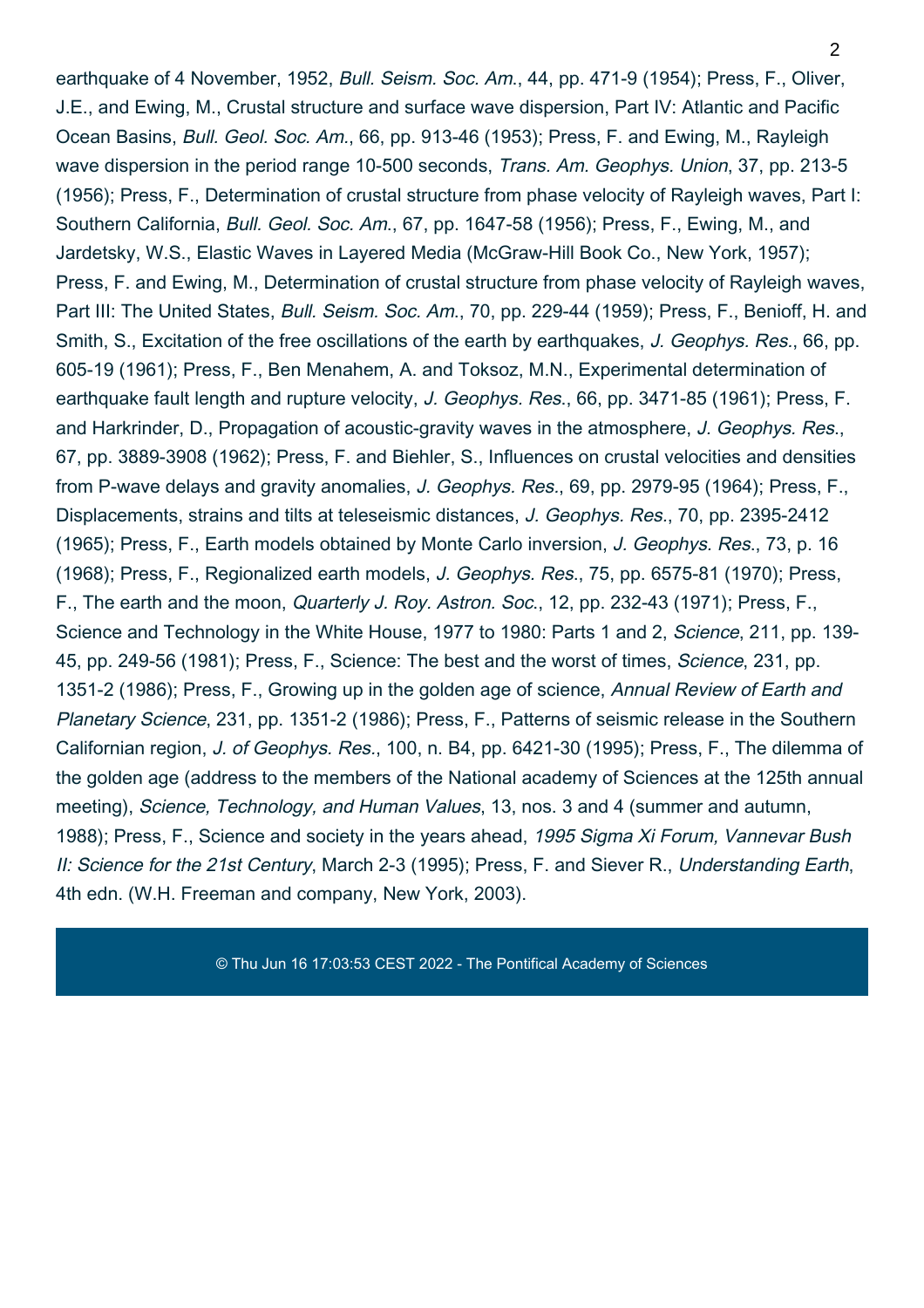earthquake of 4 November, 1952, *Bull. Seism. Soc. Am.*, 44, pp. 471-9 (1954); Press, F., Oliver, J.E., and Ewing, M., Crustal structure and surface wave dispersion, Part IV: Atlantic and Pacific Ocean Basins, *Bull. Geol. Soc. Am.*, 66, pp. 913-46 (1953); Press, F. and Ewing, M., Rayleigh wave dispersion in the period range 10-500 seconds, *Trans. Am. Geophys. Union*, 37, pp. 213-5 (1956); Press, F., Determination of crustal structure from phase velocity of Rayleigh waves, Part I: Southern California, *Bull. Geol. Soc. Am.*, 67, pp. 1647-58 (1956); Press, F., Ewing, M., and Jardetsky, W.S., Elastic Waves in Layered Media (McGraw-Hill Book Co., New York, 1957); Press, F. and Ewing, M., Determination of crustal structure from phase velocity of Rayleigh waves, Part III: The United States, *Bull. Seism. Soc. Am.*, 70, pp. 229-44 (1959); Press, F., Benioff, H. and Smith, S., Excitation of the free oscillations of the earth by earthquakes, *J. Geophys. Res.*, 66, pp. 605-19 (1961); Press, F., Ben Menahem, A. and Toksoz, M.N., Experimental determination of earthquake fault length and rupture velocity, *J. Geophys. Res.*, 66, pp. 3471-85 (1961); Press, F. and Harkrinder, D., Propagation of acoustic-gravity waves in the atmosphere, *J. Geophys. Res.*, 67, pp. 3889-3908 (1962); Press, F. and Biehler, S., Influences on crustal velocities and densities from P-wave delays and gravity anomalies, *J. Geophys. Res.*, 69, pp. 2979-95 (1964); Press, F., Displacements, strains and tilts at teleseismic distances, *J. Geophys. Res.*, 70, pp. 2395-2412 (1965); Press, F., Earth models obtained by Monte Carlo inversion, *J. Geophys. Res.*, 73, p. 16 (1968); Press, F., Regionalized earth models, *J. Geophys. Res.*, 75, pp. 6575-81 (1970); Press, F., The earth and the moon, *Quarterly J. Roy. Astron. Soc.*, 12, pp. 232-43 (1971); Press, F., Science and Technology in the White House, 1977 to 1980: Parts 1 and 2, *Science*, 211, pp. 139-45, pp. 249-56 (1981); Press, F., Science: The best and the worst of times, *Science*, 231, pp. 1351-2 (1986); Press, F., Growing up in the golden age of science, *Annual Review of Earth and Planetary Science*, 231, pp. 1351-2 (1986); Press, F., Patterns of seismic release in the Southern Californian region, *J. of Geophys. Res.*, 100, n. B4, pp. 6421-30 (1995); Press, F., The dilemma of the golden age (address to the members of the National academy of Sciences at the 125th annual meeting), *Science, Technology, and Human Values*, 13, nos. 3 and 4 (summer and autumn, 1988); Press, F., Science and society in the years ahead, *1995 Sigma Xi Forum, Vannevar Bush II: Science for the 21st Century*, March 2-3 (1995); Press, F. and Siever R., *Understanding Earth*, 4th edn. (W.H. Freeman and company, New York, 2003).